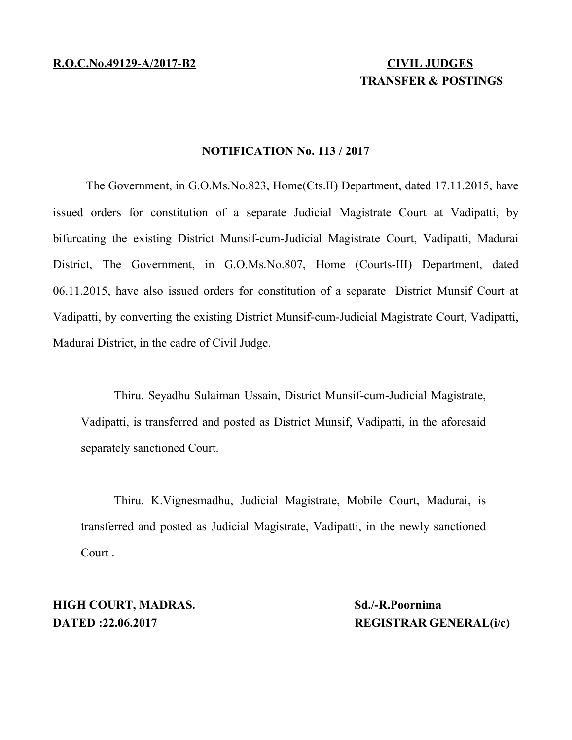**R.O.C.No.49129-A/2017-B2** **CIVIL JUDGES**

**TRANSFER & POSTINGS**

## NOTIFICATION No. 113 / 2017

The Government, in G.O.Ms.No.823, Home(Cts.II) Department, dated 17.11.2015, have issued orders for constitution of a separate Judicial Magistrate Court at Vadipatti, by bifurcating the existing District Munsif-cum-Judicial Magistrate Court, Vadipatti, Madurai District, The Government, in G.O.Ms.No.807, Home (Courts-III) Department, dated 06.11.2015, have also issued orders for constitution of a separate District Munsif Court at Vadipatti, by converting the existing District Munsif-cum-Judicial Magistrate Court, Vadipatti, Madurai District, in the cadre of Civil Judge.

Thiru. Seyadhu Sulaiman Ussain, District Munsif-cum-Judicial Magistrate, Vadipatti, is transferred and posted as District Munsif, Vadipatti, in the aforesaid separately sanctioned Court.

Thiru. K.Vignesmadhu, Judicial Magistrate, Mobile Court, Madurai, is transferred and posted as Judicial Magistrate, Vadipatti, in the newly sanctioned Court .

**HIGH COURT, MADRAS.** **Sd./-R.Poornima**

**DATED :22.06.2017** **REGISTRAR GENERAL(i/c)**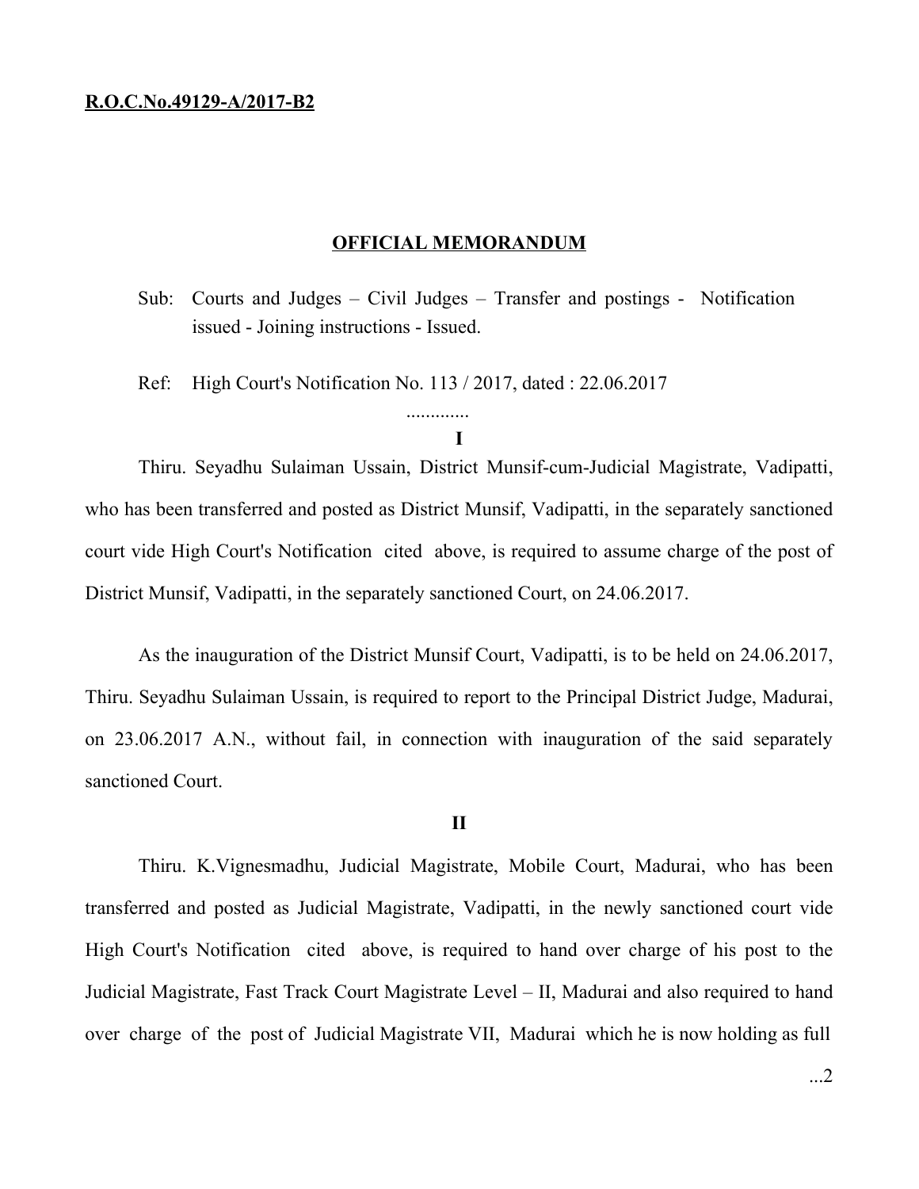**R.O.C.No.49129-A/2017-B2**

## OFFICIAL MEMORANDUM

Sub: Courts and Judges – Civil Judges – Transfer and postings - Notification issued - Joining instructions - Issued.

Ref: High Court's Notification No. 113 / 2017, dated : 22.06.2017

.............

**I**

Thiru. Seyadhu Sulaiman Ussain, District Munsif-cum-Judicial Magistrate, Vadipatti, who has been transferred and posted as District Munsif, Vadipatti, in the separately sanctioned court vide High Court's Notification cited above, is required to assume charge of the post of District Munsif, Vadipatti, in the separately sanctioned Court, on 24.06.2017.

As the inauguration of the District Munsif Court, Vadipatti, is to be held on 24.06.2017, Thiru. Seyadhu Sulaiman Ussain, is required to report to the Principal District Judge, Madurai, on 23.06.2017 A.N., without fail, in connection with inauguration of the said separately sanctioned Court.

**II**

Thiru. K.Vignesmadhu, Judicial Magistrate, Mobile Court, Madurai, who has been transferred and posted as Judicial Magistrate, Vadipatti, in the newly sanctioned court vide High Court's Notification cited above, is required to hand over charge of his post to the Judicial Magistrate, Fast Track Court Magistrate Level – II, Madurai and also required to hand over charge of the post of Judicial Magistrate VII, Madurai which he is now holding as full

...2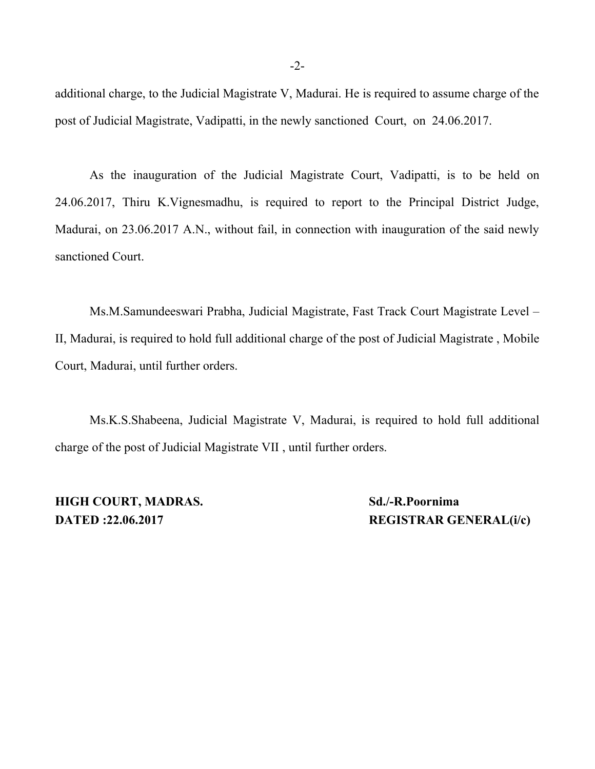additional charge, to the Judicial Magistrate V, Madurai. He is required to assume charge of the post of Judicial Magistrate, Vadipatti, in the newly sanctioned Court, on 24.06.2017.

As the inauguration of the Judicial Magistrate Court, Vadipatti, is to be held on 24.06.2017, Thiru K.Vignesmadhu, is required to report to the Principal District Judge, Madurai, on 23.06.2017 A.N., without fail, in connection with inauguration of the said newly sanctioned Court.

Ms.M.Samundeeswari Prabha, Judicial Magistrate, Fast Track Court Magistrate Level – II, Madurai, is required to hold full additional charge of the post of Judicial Magistrate , Mobile Court, Madurai, until further orders.

Ms.K.S.Shabeena, Judicial Magistrate V, Madurai, is required to hold full additional charge of the post of Judicial Magistrate VII , until further orders.

**HIGH COURT, MADRAS.**
**DATED :22.06.2017**

**Sd./-R.Poornima**
**REGISTRAR GENERAL(i/c)**